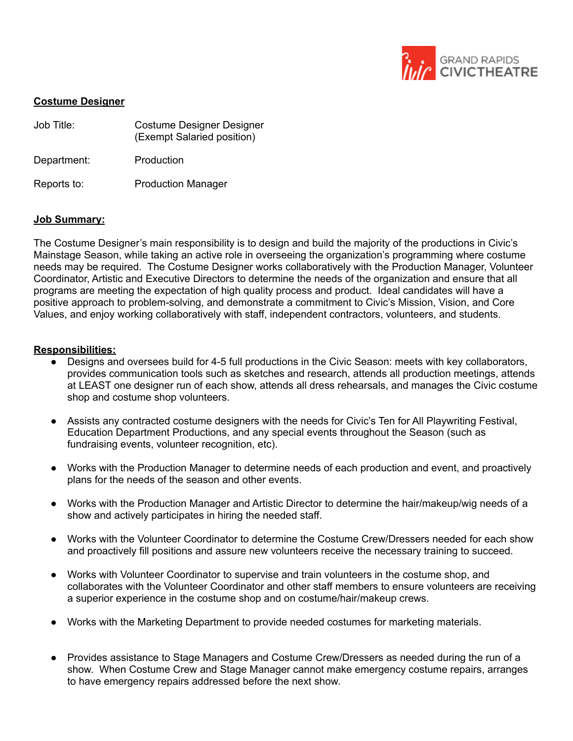GRAND RAPIDS CIVICTHEATRE

## Costume Designer

| | |
|---|---|
| Job Title: | Costume Designer Designer (Exempt Salaried position) |
| Department: | Production |
| Reports to: | Production Manager |

### Job Summary:

The Costume Designer's main responsibility is to design and build the majority of the productions in Civic's Mainstage Season, while taking an active role in overseeing the organization's programming where costume needs may be required. The Costume Designer works collaboratively with the Production Manager, Volunteer Coordinator, Artistic and Executive Directors to determine the needs of the organization and ensure that all programs are meeting the expectation of high quality process and product. Ideal candidates will have a positive approach to problem-solving, and demonstrate a commitment to Civic's Mission, Vision, and Core Values, and enjoy working collaboratively with staff, independent contractors, volunteers, and students.

### Responsibilities:

- Designs and oversees build for 4-5 full productions in the Civic Season: meets with key collaborators, provides communication tools such as sketches and research, attends all production meetings, attends at LEAST one designer run of each show, attends all dress rehearsals, and manages the Civic costume shop and costume shop volunteers.
- Assists any contracted costume designers with the needs for Civic's Ten for All Playwriting Festival, Education Department Productions, and any special events throughout the Season (such as fundraising events, volunteer recognition, etc).
- Works with the Production Manager to determine needs of each production and event, and proactively plans for the needs of the season and other events.
- Works with the Production Manager and Artistic Director to determine the hair/makeup/wig needs of a show and actively participates in hiring the needed staff.
- Works with the Volunteer Coordinator to determine the Costume Crew/Dressers needed for each show and proactively fill positions and assure new volunteers receive the necessary training to succeed.
- Works with Volunteer Coordinator to supervise and train volunteers in the costume shop, and collaborates with the Volunteer Coordinator and other staff members to ensure volunteers are receiving a superior experience in the costume shop and on costume/hair/makeup crews.
- Works with the Marketing Department to provide needed costumes for marketing materials.
- Provides assistance to Stage Managers and Costume Crew/Dressers as needed during the run of a show. When Costume Crew and Stage Manager cannot make emergency costume repairs, arranges to have emergency repairs addressed before the next show.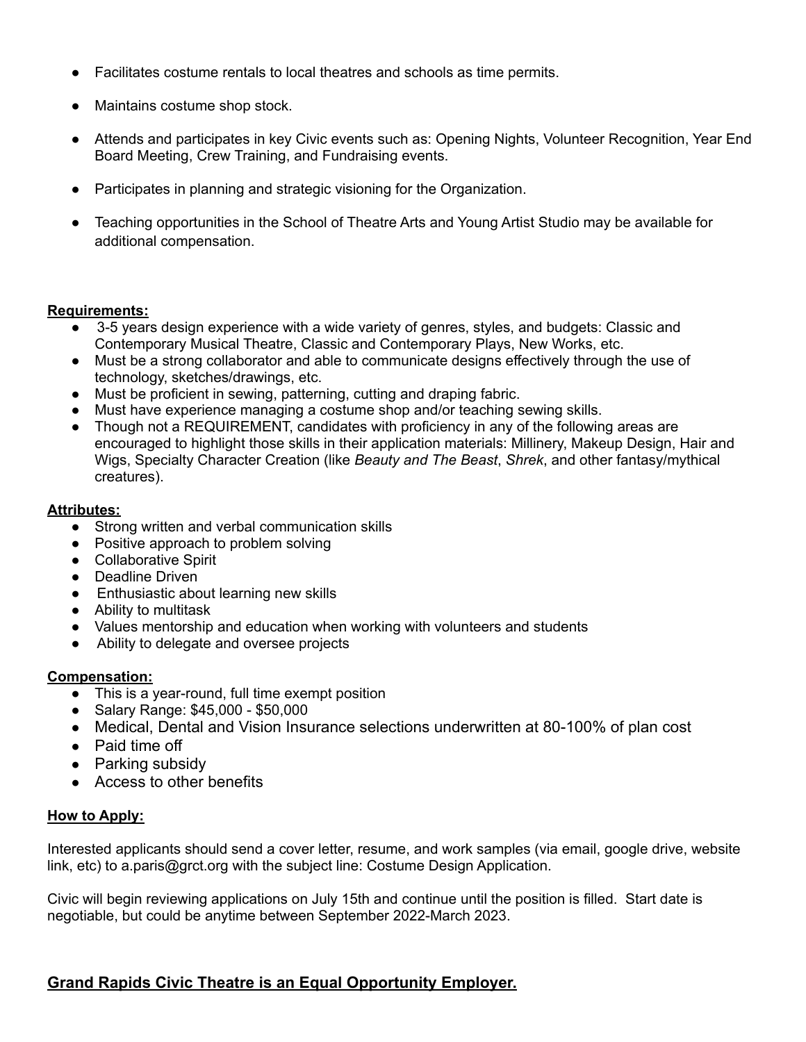- Facilitates costume rentals to local theatres and schools as time permits.
- Maintains costume shop stock.
- Attends and participates in key Civic events such as: Opening Nights, Volunteer Recognition, Year End Board Meeting, Crew Training, and Fundraising events.
- Participates in planning and strategic visioning for the Organization.
- Teaching opportunities in the School of Theatre Arts and Young Artist Studio may be available for additional compensation.

**Requirements:**

- 3-5 years design experience with a wide variety of genres, styles, and budgets: Classic and Contemporary Musical Theatre, Classic and Contemporary Plays, New Works, etc.
- Must be a strong collaborator and able to communicate designs effectively through the use of technology, sketches/drawings, etc.
- Must be proficient in sewing, patterning, cutting and draping fabric.
- Must have experience managing a costume shop and/or teaching sewing skills.
- Though not a REQUIREMENT, candidates with proficiency in any of the following areas are encouraged to highlight those skills in their application materials: Millinery, Makeup Design, Hair and Wigs, Specialty Character Creation (like *Beauty and The Beast*, *Shrek*, and other fantasy/mythical creatures).

**Attributes:**

- Strong written and verbal communication skills
- Positive approach to problem solving
- Collaborative Spirit
- Deadline Driven
- Enthusiastic about learning new skills
- Ability to multitask
- Values mentorship and education when working with volunteers and students
- Ability to delegate and oversee projects

**Compensation:**

- This is a year-round, full time exempt position
- Salary Range: $45,000 - $50,000
- Medical, Dental and Vision Insurance selections underwritten at 80-100% of plan cost
- Paid time off
- Parking subsidy
- Access to other benefits

**How to Apply:**

Interested applicants should send a cover letter, resume, and work samples (via email, google drive, website link, etc) to a.paris@grct.org with the subject line: Costume Design Application.

Civic will begin reviewing applications on July 15th and continue until the position is filled. Start date is negotiable, but could be anytime between September 2022-March 2023.

**Grand Rapids Civic Theatre is an Equal Opportunity Employer.**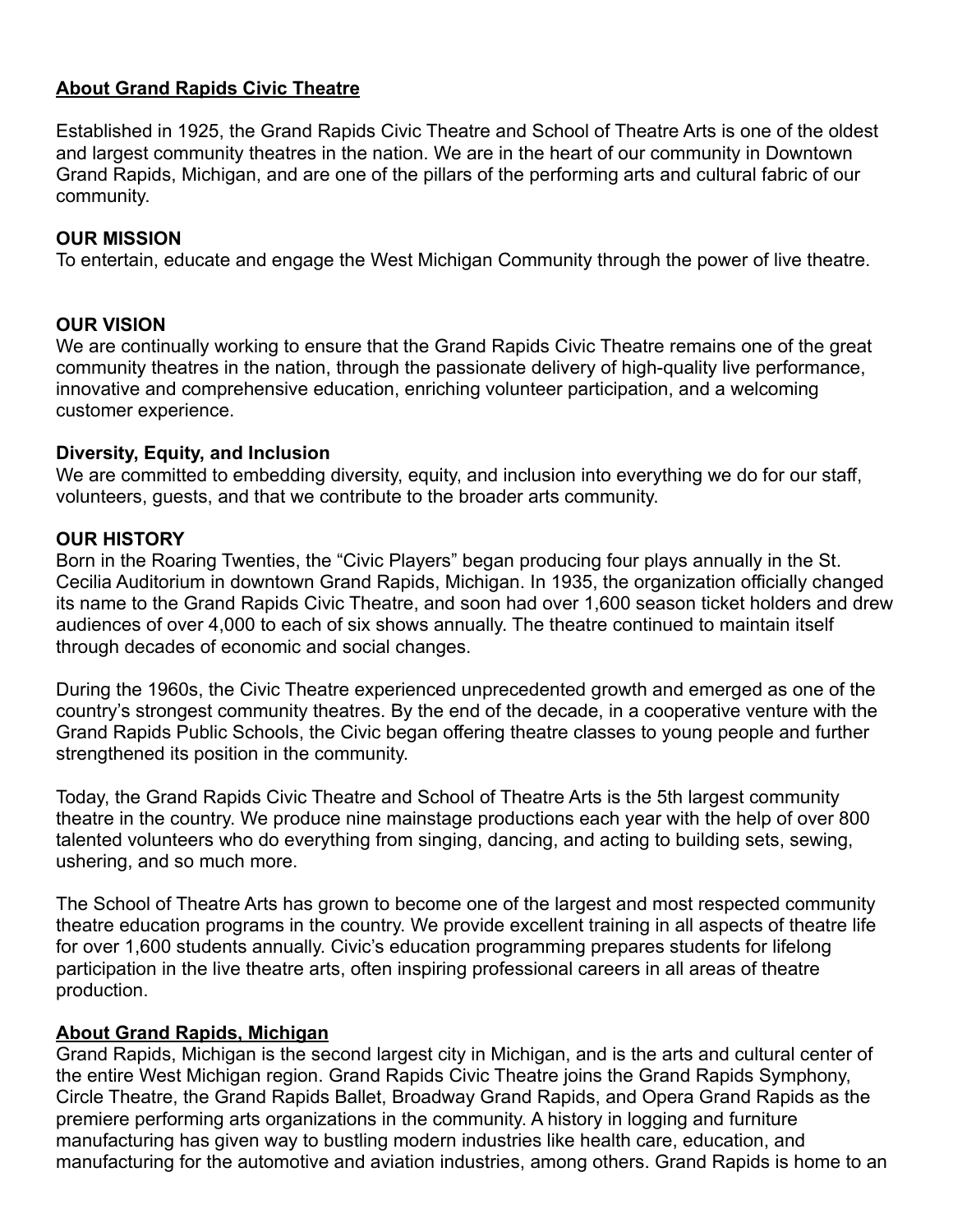## About Grand Rapids Civic Theatre

Established in 1925, the Grand Rapids Civic Theatre and School of Theatre Arts is one of the oldest and largest community theatres in the nation. We are in the heart of our community in Downtown Grand Rapids, Michigan, and are one of the pillars of the performing arts and cultural fabric of our community.

### OUR MISSION

To entertain, educate and engage the West Michigan Community through the power of live theatre.

### OUR VISION

We are continually working to ensure that the Grand Rapids Civic Theatre remains one of the great community theatres in the nation, through the passionate delivery of high-quality live performance, innovative and comprehensive education, enriching volunteer participation, and a welcoming customer experience.

### Diversity, Equity, and Inclusion

We are committed to embedding diversity, equity, and inclusion into everything we do for our staff, volunteers, guests, and that we contribute to the broader arts community.

### OUR HISTORY

Born in the Roaring Twenties, the "Civic Players" began producing four plays annually in the St. Cecilia Auditorium in downtown Grand Rapids, Michigan. In 1935, the organization officially changed its name to the Grand Rapids Civic Theatre, and soon had over 1,600 season ticket holders and drew audiences of over 4,000 to each of six shows annually. The theatre continued to maintain itself through decades of economic and social changes.

During the 1960s, the Civic Theatre experienced unprecedented growth and emerged as one of the country's strongest community theatres. By the end of the decade, in a cooperative venture with the Grand Rapids Public Schools, the Civic began offering theatre classes to young people and further strengthened its position in the community.

Today, the Grand Rapids Civic Theatre and School of Theatre Arts is the 5th largest community theatre in the country. We produce nine mainstage productions each year with the help of over 800 talented volunteers who do everything from singing, dancing, and acting to building sets, sewing, ushering, and so much more.

The School of Theatre Arts has grown to become one of the largest and most respected community theatre education programs in the country. We provide excellent training in all aspects of theatre life for over 1,600 students annually. Civic's education programming prepares students for lifelong participation in the live theatre arts, often inspiring professional careers in all areas of theatre production.

## About Grand Rapids, Michigan

Grand Rapids, Michigan is the second largest city in Michigan, and is the arts and cultural center of the entire West Michigan region. Grand Rapids Civic Theatre joins the Grand Rapids Symphony, Circle Theatre, the Grand Rapids Ballet, Broadway Grand Rapids, and Opera Grand Rapids as the premiere performing arts organizations in the community. A history in logging and furniture manufacturing has given way to bustling modern industries like health care, education, and manufacturing for the automotive and aviation industries, among others. Grand Rapids is home to an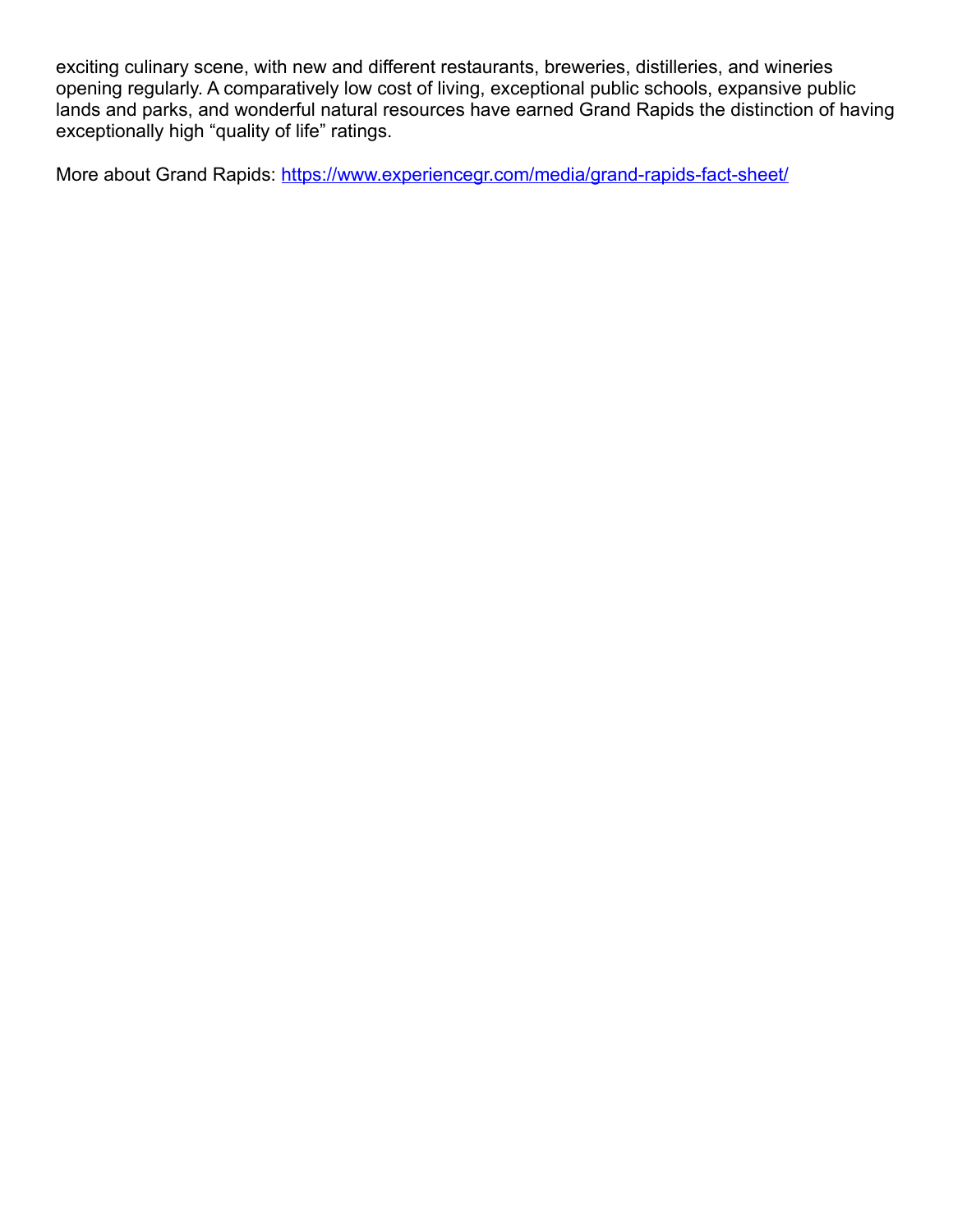exciting culinary scene, with new and different restaurants, breweries, distilleries, and wineries opening regularly. A comparatively low cost of living, exceptional public schools, expansive public lands and parks, and wonderful natural resources have earned Grand Rapids the distinction of having exceptionally high “quality of life” ratings.

More about Grand Rapids: [https://www.experiencegr.com/media/grand-rapids-fact-sheet/](https://www.experiencegr.com/media/grand-rapids-fact-sheet/)